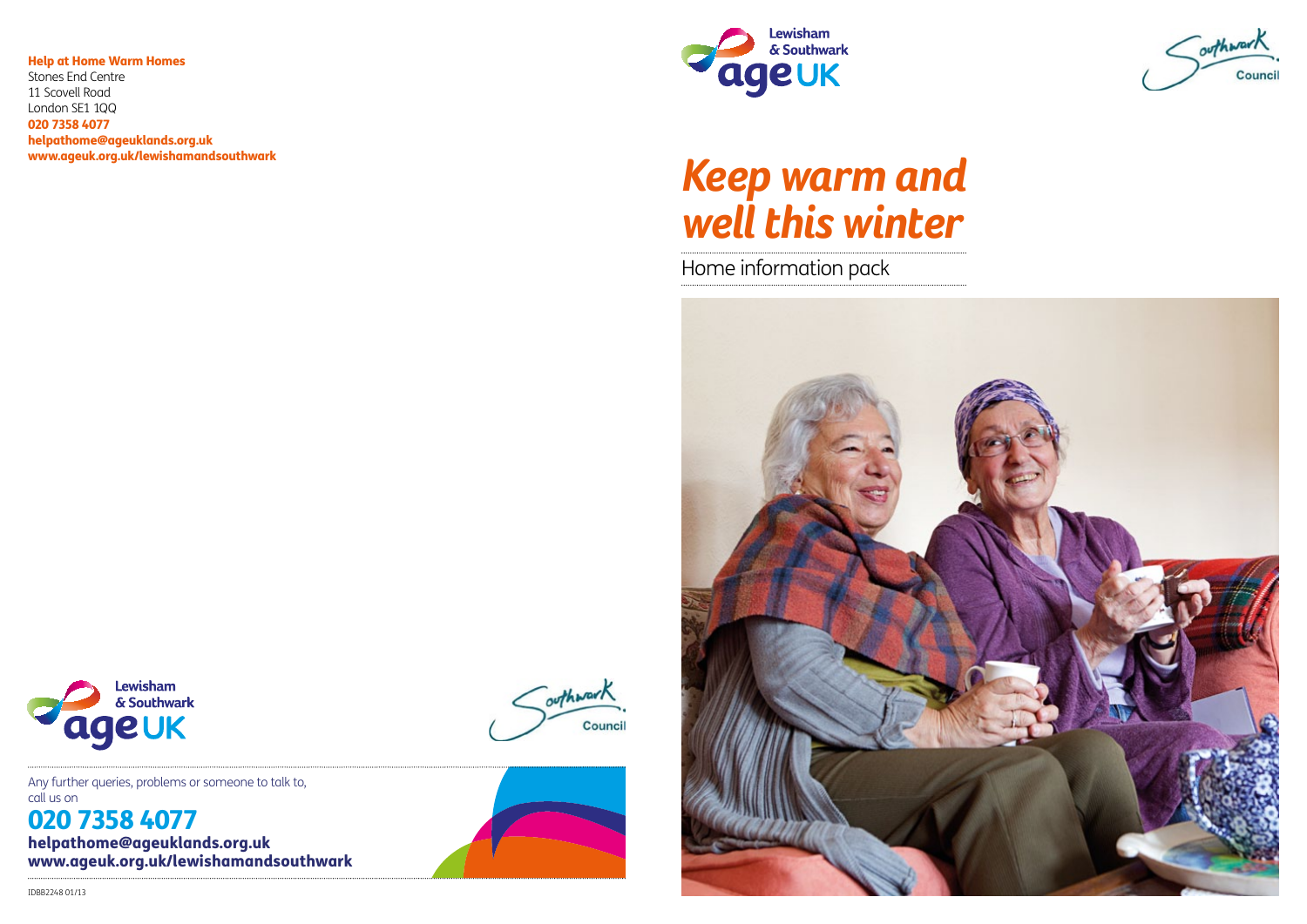**Help at Home Warm Homes**
Stones End Centre
11 Scovell Road
London SE1 1QQ
**020 7358 4077**
**helpathome@ageuklands.org.uk**
**www.ageuk.org.uk/lewishamandsouthwark**

Any further queries, problems or someone to talk to, call us on

**020 7358 4077**
**helpathome@ageuklands.org.uk**
**www.ageuk.org.uk/lewishamandsouthwark**

IDBB2248 01/13

Lewisham & Southwark Age UK

Southwark Council

# *Keep warm and well this winter*

Home information pack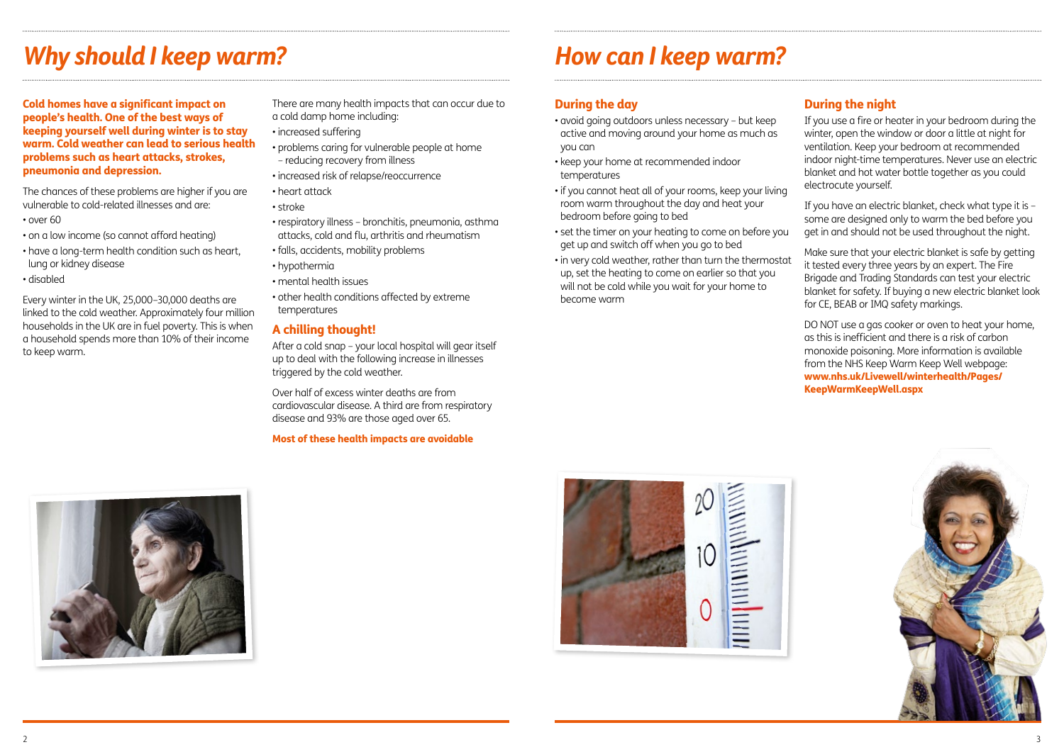# *Why should I keep warm?*

**Cold homes have a significant impact on people's health. One of the best ways of keeping yourself well during winter is to stay warm. Cold weather can lead to serious health problems such as heart attacks, strokes, pneumonia and depression.**

The chances of these problems are higher if you are vulnerable to cold-related illnesses and are:

- over 60
- on a low income (so cannot afford heating)
- have a long-term health condition such as heart, lung or kidney disease
- disabled

Every winter in the UK, 25,000–30,000 deaths are linked to the cold weather. Approximately four million households in the UK are in fuel poverty. This is when a household spends more than 10% of their income to keep warm.

There are many health impacts that can occur due to a cold damp home including:

- increased suffering
- problems caring for vulnerable people at home – reducing recovery from illness
- increased risk of relapse/reoccurrence
- heart attack
- stroke
- respiratory illness – bronchitis, pneumonia, asthma attacks, cold and flu, arthritis and rheumatism
- falls, accidents, mobility problems
- hypothermia
- mental health issues
- other health conditions affected by extreme temperatures

## A chilling thought!

After a cold snap – your local hospital will gear itself up to deal with the following increase in illnesses triggered by the cold weather.

Over half of excess winter deaths are from cardiovascular disease. A third are from respiratory disease and 93% are those aged over 65.

**Most of these health impacts are avoidable**

# *How can I keep warm?*

## During the day

- avoid going outdoors unless necessary – but keep active and moving around your home as much as you can
- keep your home at recommended indoor temperatures
- if you cannot heat all of your rooms, keep your living room warm throughout the day and heat your bedroom before going to bed
- set the timer on your heating to come on before you get up and switch off when you go to bed
- in very cold weather, rather than turn the thermostat up, set the heating to come on earlier so that you will not be cold while you wait for your home to become warm

## During the night

If you use a fire or heater in your bedroom during the winter, open the window or door a little at night for ventilation. Keep your bedroom at recommended indoor night-time temperatures. Never use an electric blanket and hot water bottle together as you could electrocute yourself.

If you have an electric blanket, check what type it is – some are designed only to warm the bed before you get in and should not be used throughout the night.

Make sure that your electric blanket is safe by getting it tested every three years by an expert. The Fire Brigade and Trading Standards can test your electric blanket for safety. If buying a new electric blanket look for CE, BEAB or IMQ safety markings.

DO NOT use a gas cooker or oven to heat your home, as this is inefficient and there is a risk of carbon monoxide poisoning. More information is available from the NHS Keep Warm Keep Well webpage: **www.nhs.uk/Livewell/winterhealth/Pages/KeepWarmKeepWell.aspx**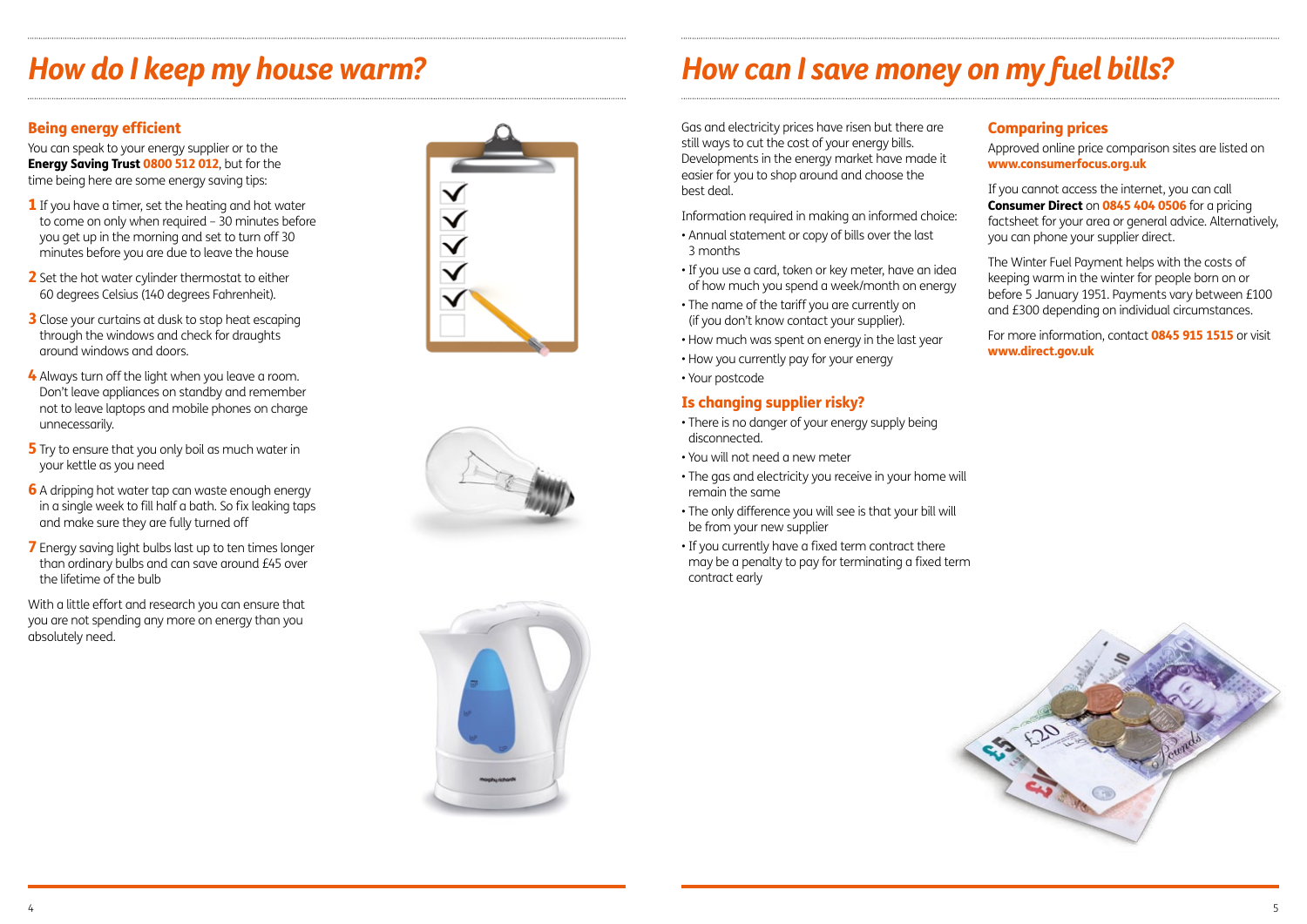# How do I keep my house warm?

## Being energy efficient

You can speak to your energy supplier or to the **Energy Saving Trust 0800 512 012**, but for the time being here are some energy saving tips:

1. If you have a timer, set the heating and hot water to come on only when required – 30 minutes before you get up in the morning and set to turn off 30 minutes before you are due to leave the house
2. Set the hot water cylinder thermostat to either 60 degrees Celsius (140 degrees Fahrenheit).
3. Close your curtains at dusk to stop heat escaping through the windows and check for draughts around windows and doors.
4. Always turn off the light when you leave a room. Don't leave appliances on standby and remember not to leave laptops and mobile phones on charge unnecessarily.
5. Try to ensure that you only boil as much water in your kettle as you need
6. A dripping hot water tap can waste enough energy in a single week to fill half a bath. So fix leaking taps and make sure they are fully turned off
7. Energy saving light bulbs last up to ten times longer than ordinary bulbs and can save around £45 over the lifetime of the bulb

With a little effort and research you can ensure that you are not spending any more on energy than you absolutely need.

# How can I save money on my fuel bills?

Gas and electricity prices have risen but there are still ways to cut the cost of your energy bills. Developments in the energy market have made it easier for you to shop around and choose the best deal.

Information required in making an informed choice:

- Annual statement or copy of bills over the last 3 months
- If you use a card, token or key meter, have an idea of how much you spend a week/month on energy
- The name of the tariff you are currently on (if you don't know contact your supplier).
- How much was spent on energy in the last year
- How you currently pay for your energy
- Your postcode

## Is changing supplier risky?

- There is no danger of your energy supply being disconnected.
- You will not need a new meter
- The gas and electricity you receive in your home will remain the same
- The only difference you will see is that your bill will be from your new supplier
- If you currently have a fixed term contract there may be a penalty to pay for terminating a fixed term contract early

## Comparing prices

Approved online price comparison sites are listed on **www.consumerfocus.org.uk**

If you cannot access the internet, you can call **Consumer Direct** on **0845 404 0506** for a pricing factsheet for your area or general advice. Alternatively, you can phone your supplier direct.

The Winter Fuel Payment helps with the costs of keeping warm in the winter for people born on or before 5 January 1951. Payments vary between £100 and £300 depending on individual circumstances.

For more information, contact **0845 915 1515** or visit **www.direct.gov.uk**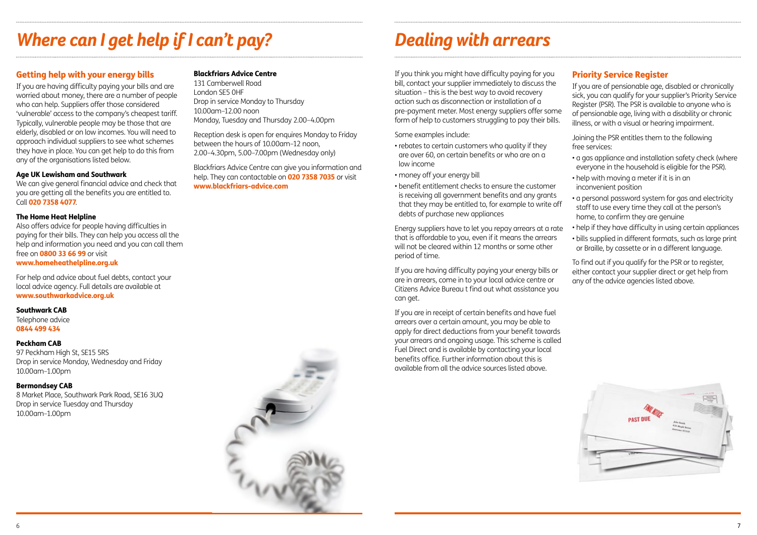# Where can I get help if I can't pay?

## Getting help with your energy bills

If you are having difficulty paying your bills and are worried about money, there are a number of people who can help. Suppliers offer those considered 'vulnerable' access to the company's cheapest tariff. Typically, vulnerable people may be those that are elderly, disabled or on low incomes. You will need to approach individual suppliers to see what schemes they have in place. You can get help to do this from any of the organisations listed below.

**Age UK Lewisham and Southwark**
We can give general financial advice and check that you are getting all the benefits you are entitled to. Call **020 7358 4077**.

**The Home Heat Helpline**
Also offers advice for people having difficulties in paying for their bills. They can help you access all the help and information you need and you can call them free on **0800 33 66 99** or visit
**www.homeheathelpline.org.uk**

For help and advice about fuel debts, contact your local advice agency. Full details are available at **www.southwarkadvice.org.uk**

**Southwark CAB**
Telephone advice
**0844 499 434**

**Peckham CAB**
97 Peckham High St, SE15 5RS
Drop in service Monday, Wednesday and Friday
10.00am–1.00pm

**Bermondsey CAB**
8 Market Place, Southwark Park Road, SE16 3UQ
Drop in service Tuesday and Thursday
10.00am–1.00pm

**Blackfriars Advice Centre**
131 Camberwell Road
London SE5 0HF
Drop in service Monday to Thursday
10.00am–12.00 noon
Monday, Tuesday and Thursday 2.00–4.00pm

Reception desk is open for enquires Monday to Friday between the hours of 10.00am–12 noon, 2.00–4.30pm, 5.00–7.00pm (Wednesday only)

Blackfriars Advice Centre can give you information and help. They can contactable on **020 7358 7035** or visit **www.blackfriars-advice.com**

# Dealing with arrears

If you think you might have difficulty paying for you bill, contact your supplier immediately to discuss the situation – this is the best way to avoid recovery action such as disconnection or installation of a pre-payment meter. Most energy suppliers offer some form of help to customers struggling to pay their bills.

Some examples include:

- rebates to certain customers who quality if they are over 60, on certain benefits or who are on a low income
- money off your energy bill
- benefit entitlement checks to ensure the customer is receiving all government benefits and any grants that they may be entitled to, for example to write off debts of purchase new appliances

Energy suppliers have to let you repay arrears at a rate that is affordable to you, even if it means the arrears will not be cleared within 12 months or some other period of time.

If you are having difficulty paying your energy bills or are in arrears, come in to your local advice centre or Citizens Advice Bureau t find out what assistance you can get.

If you are in receipt of certain benefits and have fuel arrears over a certain amount, you may be able to apply for direct deductions from your benefit towards your arrears and ongoing usage. This scheme is called Fuel Direct and is available by contacting your local benefits office. Further information about this is available from all the advice sources listed above.

## Priority Service Register

If you are of pensionable age, disabled or chronically sick, you can qualify for your supplier's Priority Service Register (PSR). The PSR is available to anyone who is of pensionable age, living with a disability or chronic illness, or with a visual or hearing impairment.

Joining the PSR entitles them to the following free services:

- a gas appliance and installation safety check (where everyone in the household is eligible for the PSR).
- help with moving a meter if it is in an inconvenient position
- a personal password system for gas and electricity staff to use every time they call at the person's home, to confirm they are genuine
- help if they have difficulty in using certain appliances
- bills supplied in different formats, such as large print or Braille, by cassette or in a different language.

To find out if you qualify for the PSR or to register, either contact your supplier direct or get help from any of the advice agencies listed above.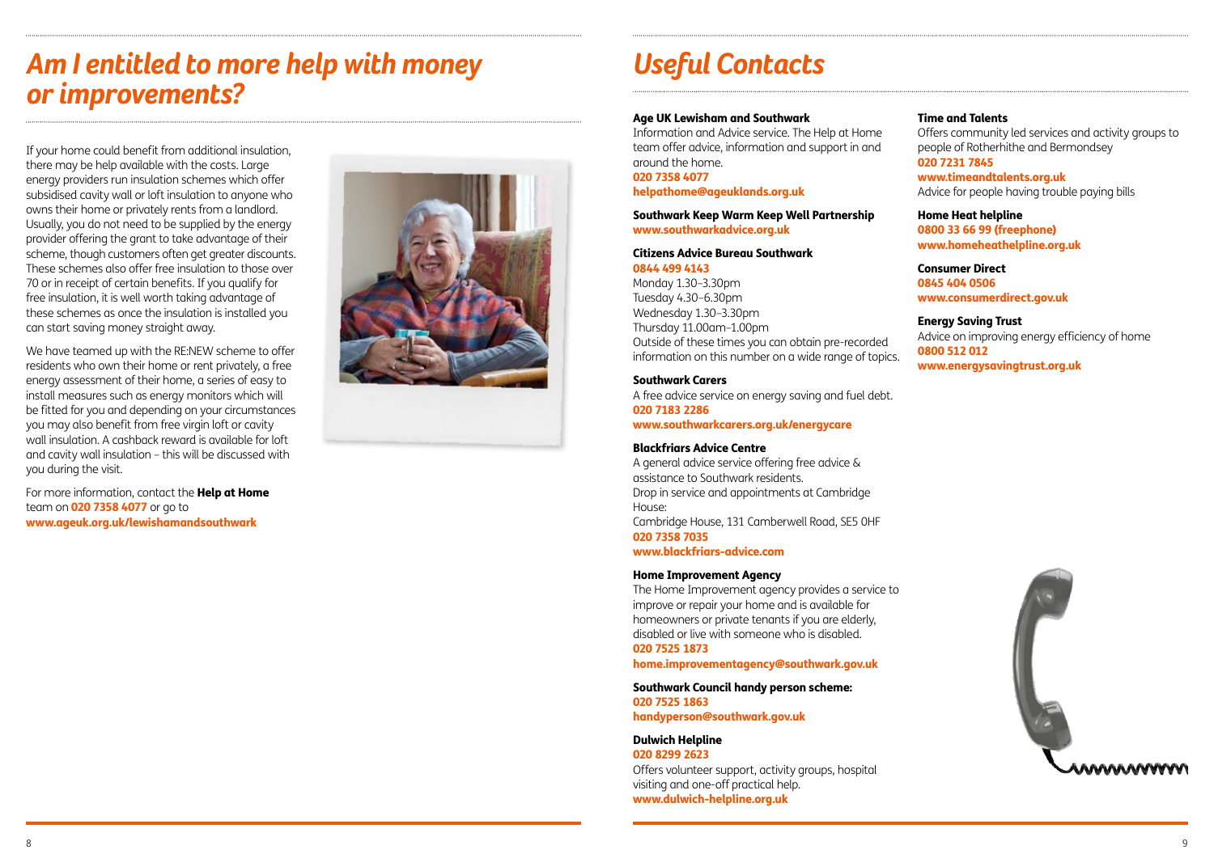# Am I entitled to more help with money or improvements?

If your home could benefit from additional insulation, there may be help available with the costs. Large energy providers run insulation schemes which offer subsidised cavity wall or loft insulation to anyone who owns their home or privately rents from a landlord. Usually, you do not need to be supplied by the energy provider offering the grant to take advantage of their scheme, though customers often get greater discounts. These schemes also offer free insulation to those over 70 or in receipt of certain benefits. If you qualify for free insulation, it is well worth taking advantage of these schemes as once the insulation is installed you can start saving money straight away.

We have teamed up with the RE:NEW scheme to offer residents who own their home or rent privately, a free energy assessment of their home, a series of easy to install measures such as energy monitors which will be fitted for you and depending on your circumstances you may also benefit from free virgin loft or cavity wall insulation. A cashback reward is available for loft and cavity wall insulation – this will be discussed with you during the visit.

For more information, contact the **Help at Home** team on **020 7358 4077** or go to **www.ageuk.org.uk/lewishamandsouthwark**

# Useful Contacts

**Age UK Lewisham and Southwark**
Information and Advice service. The Help at Home team offer advice, information and support in and around the home.
**020 7358 4077**
**helpathome@ageuklands.org.uk**

**Southwark Keep Warm Keep Well Partnership**
**www.southwarkadvice.org.uk**

**Citizens Advice Bureau Southwark**
**0844 499 4143**
Monday 1.30–3.30pm
Tuesday 4.30–6.30pm
Wednesday 1.30–3.30pm
Thursday 11.00am–1.00pm
Outside of these times you can obtain pre-recorded information on this number on a wide range of topics.

**Southwark Carers**
A free advice service on energy saving and fuel debt.
**020 7183 2286**
**www.southwarkcarers.org.uk/energycare**

**Blackfriars Advice Centre**
A general advice service offering free advice & assistance to Southwark residents.
Drop in service and appointments at Cambridge House:
Cambridge House, 131 Camberwell Road, SE5 0HF
**020 7358 7035**
**www.blackfriars-advice.com**

**Home Improvement Agency**
The Home Improvement agency provides a service to improve or repair your home and is available for homeowners or private tenants if you are elderly, disabled or live with someone who is disabled.
**020 7525 1873**
**home.improvementagency@southwark.gov.uk**

**Southwark Council handy person scheme:**
**020 7525 1863**
**handyperson@southwark.gov.uk**

**Dulwich Helpline**
**020 8299 2623**
Offers volunteer support, activity groups, hospital visiting and one-off practical help.
**www.dulwich-helpline.org.uk**

**Time and Talents**
Offers community led services and activity groups to people of Rotherhithe and Bermondsey
**020 7231 7845**
**www.timeandtalents.org.uk**
Advice for people having trouble paying bills

**Home Heat helpline**
**0800 33 66 99 (freephone)**
**www.homeheathelpline.org.uk**

**Consumer Direct**
**0845 404 0506**
**www.consumerdirect.gov.uk**

**Energy Saving Trust**
Advice on improving energy efficiency of home
**0800 512 012**
**www.energysavingtrust.org.uk**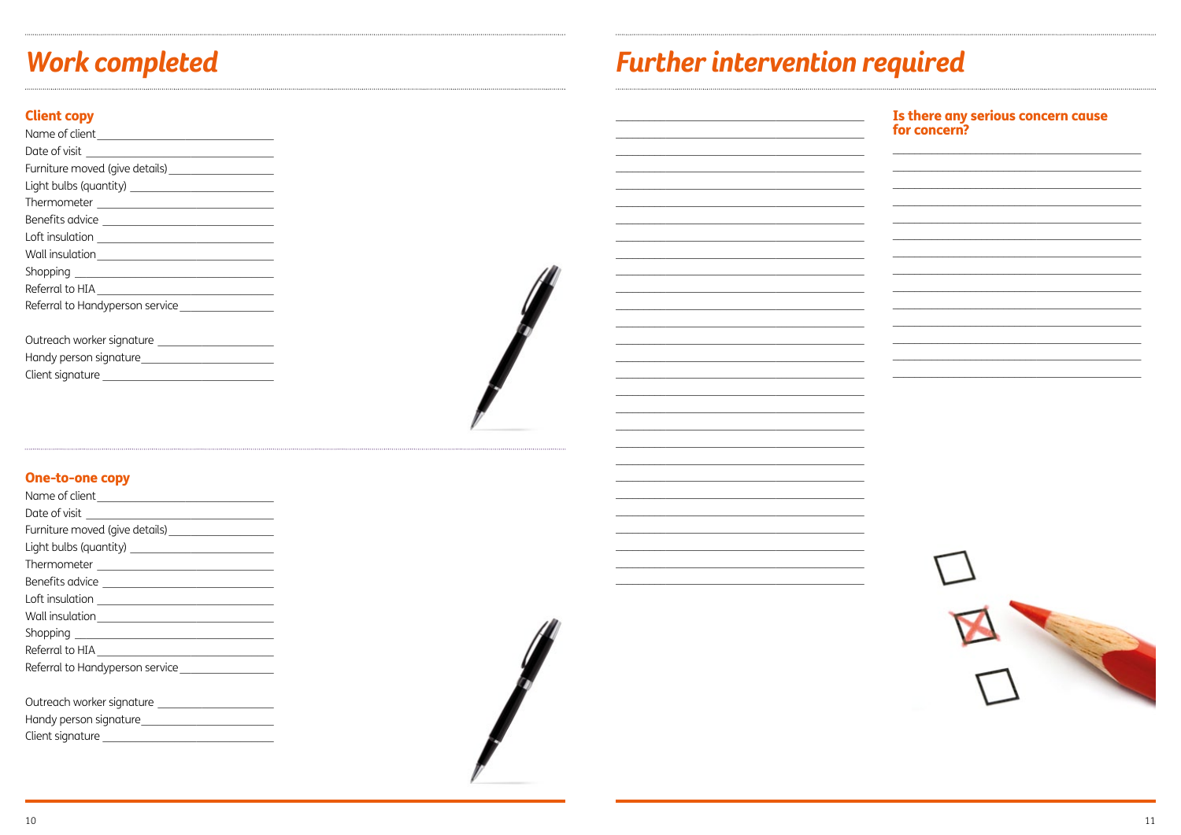# Work completed

## Client copy

Name of client ______________________________

Date of visit ______________________________

Furniture moved (give details) ______________________________

Light bulbs (quantity) ______________________________

Thermometer ______________________________

Benefits advice ______________________________

Loft insulation ______________________________

Wall insulation ______________________________

Shopping ______________________________

Referral to HIA ______________________________

Referral to Handyperson service ______________________________

Outreach worker signature ______________________________

Handy person signature ______________________________

Client signature ______________________________

## One-to-one copy

Name of client ______________________________

Date of visit ______________________________

Furniture moved (give details) ______________________________

Light bulbs (quantity) ______________________________

Thermometer ______________________________

Benefits advice ______________________________

Loft insulation ______________________________

Wall insulation ______________________________

Shopping ______________________________

Referral to HIA ______________________________

Referral to Handyperson service ______________________________

Outreach worker signature ______________________________

Handy person signature ______________________________

Client signature ______________________________

# Further intervention required

______________________________

______________________________

______________________________

______________________________

______________________________

______________________________

______________________________

______________________________

______________________________

______________________________

______________________________

______________________________

______________________________

______________________________

______________________________

______________________________

______________________________

______________________________

______________________________

______________________________

______________________________

______________________________

______________________________

______________________________

______________________________

______________________________

______________________________

## Is there any serious concern cause for concern?

______________________________

______________________________

______________________________

______________________________

______________________________

______________________________

______________________________

______________________________

______________________________

______________________________

______________________________

______________________________

______________________________

______________________________

______________________________